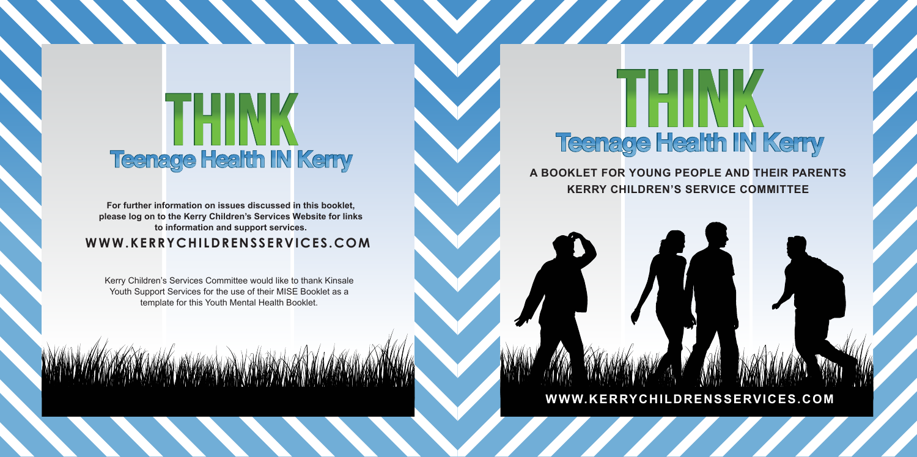# THINK

## Teenage Health IN Kerry

**For further information on issues discussed in this booklet, please log on to the Kerry Children's Services Website for links to information and support services.**

**WWW.KERRYCHILDRENSSERVICES.COM**

Kerry Children's Services Committee would like to thank Kinsale Youth Support Services for the use of their MISE Booklet as a template for this Youth Mental Health Booklet.

# THINK

## Teenage Health IN Kerry

**A BOOKLET FOR YOUNG PEOPLE AND THEIR PARENTS**

**KERRY CHILDREN'S SERVICE COMMITTEE**

**WWW.KERRYCHILDRENSSERVICES.COM**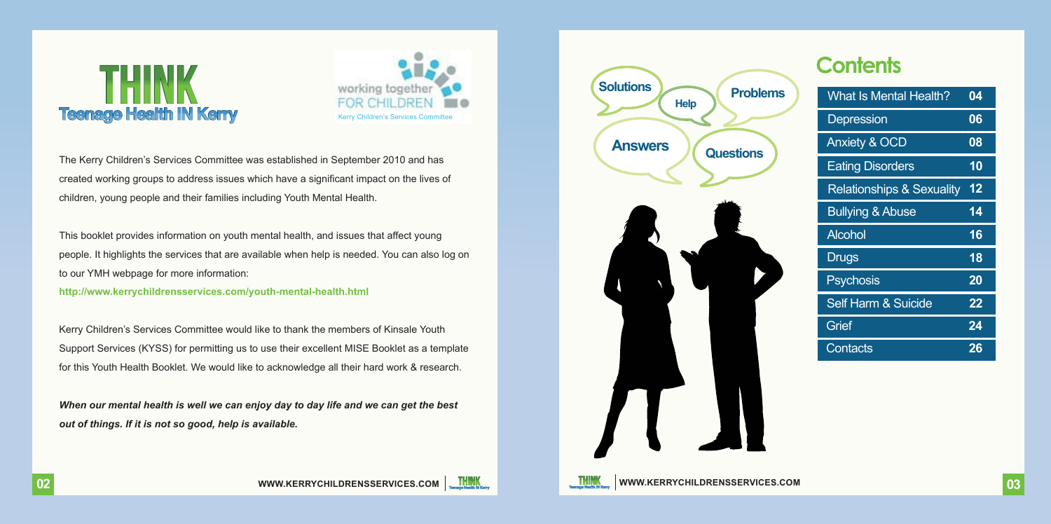# THINK
## Teenage Health IN Kerry

working together FOR CHILDREN
Kerry Children's Services Committee

The Kerry Children's Services Committee was established in September 2010 and has created working groups to address issues which have a significant impact on the lives of children, young people and their families including Youth Mental Health.

This booklet provides information on youth mental health, and issues that affect young people. It highlights the services that are available when help is needed. You can also log on to our YMH webpage for more information:

**http://www.kerrychildrensservices.com/youth-mental-health.html**

Kerry Children's Services Committee would like to thank the members of Kinsale Youth Support Services (KYSS) for permitting us to use their excellent MISE Booklet as a template for this Youth Health Booklet. We would like to acknowledge all their hard work & research.

***When our mental health is well we can enjoy day to day life and we can get the best out of things. If it is not so good, help is available.***

Solutions — Help — Problems — Answers — Questions

# Contents

| | |
|---|---|
| What Is Mental Health? | 04 |
| Depression | 06 |
| Anxiety & OCD | 08 |
| Eating Disorders | 10 |
| Relationships & Sexuality | 12 |
| Bullying & Abuse | 14 |
| Alcohol | 16 |
| Drugs | 18 |
| Psychosis | 20 |
| Self Harm & Suicide | 22 |
| Grief | 24 |
| Contacts | 26 |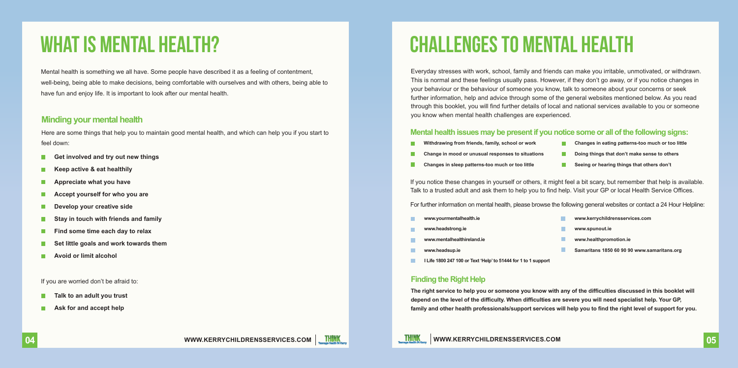# WHAT IS MENTAL HEALTH?

Mental health is something we all have. Some people have described it as a feeling of contentment, well-being, being able to make decisions, being comfortable with ourselves and with others, being able to have fun and enjoy life. It is important to look after our mental health.

## Minding your mental health

Here are some things that help you to maintain good mental health, and which can help you if you start to feel down:

- **Get involved and try out new things**
- **Keep active & eat healthily**
- **Appreciate what you have**
- **Accept yourself for who you are**
- **Develop your creative side**
- **Stay in touch with friends and family**
- **Find some time each day to relax**
- **Set little goals and work towards them**
- **Avoid or limit alcohol**

If you are worried don't be afraid to:

- **Talk to an adult you trust**
- **Ask for and accept help**

# CHALLENGES TO MENTAL HEALTH

Everyday stresses with work, school, family and friends can make you irritable, unmotivated, or withdrawn. This is normal and these feelings usually pass. However, if they don't go away, or if you notice changes in your behaviour or the behaviour of someone you know, talk to someone about your concerns or seek further information, help and advice through some of the general websites mentioned below. As you read through this booklet, you will find further details of local and national services available to you or someone you know when mental health challenges are experienced.

## Mental health issues may be present if you notice some or all of the following signs:

- **Withdrawing from friends, family, school or work**
- **Change in mood or unusual responses to situations**
- **Changes in sleep patterns-too much or too little**
- **Changes in eating patterns-too much or too little**
- **Doing things that don't make sense to others**
- **Seeing or hearing things that others don't**

If you notice these changes in yourself or others, it might feel a bit scary, but remember that help is available. Talk to a trusted adult and ask them to help you to find help. Visit your GP or local Health Service Offices.

For further information on mental health, please browse the following general websites or contact a 24 Hour Helpline:

- **www.yourmentalhealth.ie**
- **www.headstrong.ie**
- **www.mentalhealthireland.ie**
- **www.headsup.ie**
- **I Life 1800 247 100 or Text 'Help' to 51444 for 1 to 1 support**
- **www.kerrychildrensservices.com**
- **www.spunout.ie**
- **www.healthpromotion.ie**
- **Samaritans 1850 60 90 90 www.samaritans.org**

## Finding the Right Help

**The right service to help you or someone you know with any of the difficulties discussed in this booklet will depend on the level of the difficulty. When difficulties are severe you will need specialist help. Your GP, family and other health professionals/support services will help you to find the right level of support for you.**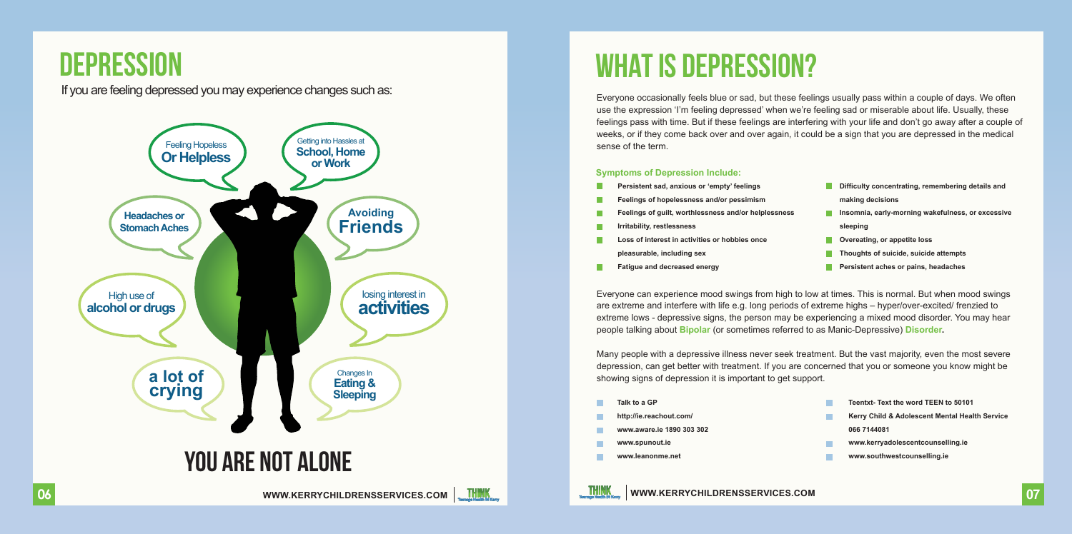# DEPRESSION

If you are feeling depressed you may experience changes such as:

- Feeling Hopeless **Or Helpless**
- Getting into Hassles at **School, Home or Work**
- **Headaches or Stomach Aches**
- **Avoiding Friends**
- High use of **alcohol or drugs**
- losing interest in **activities**
- **a lot of crying**
- Changes In **Eating & Sleeping**

# YOU ARE NOT ALONE

# WHAT IS DEPRESSION?

Everyone occasionally feels blue or sad, but these feelings usually pass within a couple of days. We often use the expression 'I'm feeling depressed' when we're feeling sad or miserable about life. Usually, these feelings pass with time. But if these feelings are interfering with your life and don't go away after a couple of weeks, or if they come back over and over again, it could be a sign that you are depressed in the medical sense of the term.

### Symptoms of Depression Include:

- **Persistent sad, anxious or 'empty' feelings**
- **Feelings of hopelessness and/or pessimism**
- **Feelings of guilt, worthlessness and/or helplessness**
- **Irritability, restlessness**
- **Loss of interest in activities or hobbies once pleasurable, including sex**
- **Fatigue and decreased energy**
- **Difficulty concentrating, remembering details and making decisions**
- **Insomnia, early-morning wakefulness, or excessive sleeping**
- **Overeating, or appetite loss**
- **Thoughts of suicide, suicide attempts**
- **Persistent aches or pains, headaches**

Everyone can experience mood swings from high to low at times. This is normal. But when mood swings are extreme and interfere with life e.g. long periods of extreme highs – hyper/over-excited/ frenzied to extreme lows - depressive signs, the person may be experiencing a mixed mood disorder. You may hear people talking about **Bipolar** (or sometimes referred to as Manic-Depressive) **Disorder.**

Many people with a depressive illness never seek treatment. But the vast majority, even the most severe depression, can get better with treatment. If you are concerned that you or someone you know might be showing signs of depression it is important to get support.

- **Talk to a GP**
- **http://ie.reachout.com/**
- **www.aware.ie 1890 303 302**
- **www.spunout.ie**
- **www.leanonme.net**
- **Teentxt- Text the word TEEN to 50101**
- **Kerry Child & Adolescent Mental Health Service 066 7144081**
- **www.kerryadolescentcounselling.ie**
- **www.southwestcounselling.ie**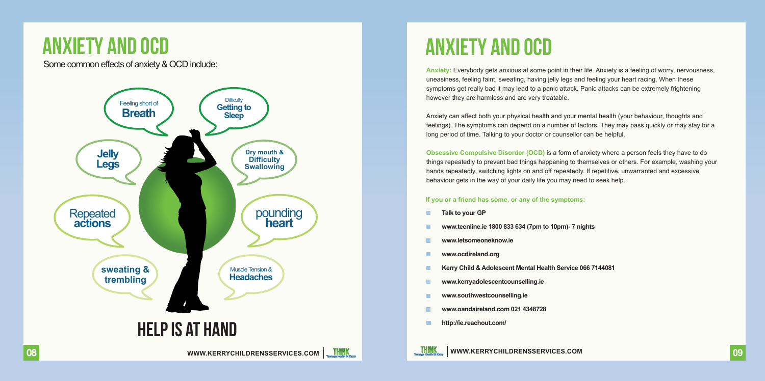# ANXIETY AND OCD

Some common effects of anxiety & OCD include:

- Feeling short of **Breath**
- Difficulty **Getting to Sleep**
- **Jelly Legs**
- **Dry mouth & Difficulty Swallowing**
- Repeated **actions**
- pounding **heart**
- **sweating & trembling**
- Muscle Tension & **Headaches**

# HELP IS AT HAND

# ANXIETY AND OCD

**Anxiety:** Everybody gets anxious at some point in their life. Anxiety is a feeling of worry, nervousness, uneasiness, feeling faint, sweating, having jelly legs and feeling your heart racing. When these symptoms get really bad it may lead to a panic attack. Panic attacks can be extremely frightening however they are harmless and are very treatable.

Anxiety can affect both your physical health and your mental health (your behaviour, thoughts and feelings). The symptoms can depend on a number of factors. They may pass quickly or may stay for a long period of time. Talking to your doctor or counsellor can be helpful.

**Obsessive Compulsive Disorder (OCD)** is a form of anxiety where a person feels they have to do things repeatedly to prevent bad things happening to themselves or others. For example, washing your hands repeatedly, switching lights on and off repeatedly. If repetitive, unwarranted and excessive behaviour gets in the way of your daily life you may need to seek help.

**If you or a friend has some, or any of the symptoms:**

- **Talk to your GP**
- **www.teenline.ie 1800 833 634 (7pm to 10pm)- 7 nights**
- **www.letsomeoneknow.ie**
- **www.ocdireland.org**
- **Kerry Child & Adolescent Mental Health Service 066 7144081**
- **www.kerryadolescentcounselling.ie**
- **www.southwestcounselling.ie**
- **www.oandaireland.com 021 4348728**
- **http://ie.reachout.com/**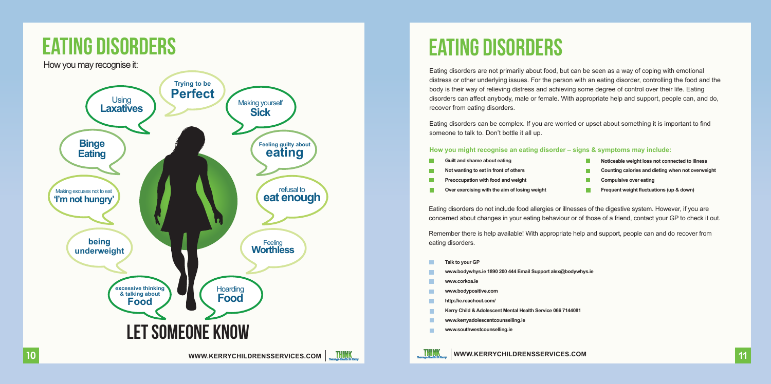# EATING DISORDERS

How you may recognise it:

- Trying to be **Perfect**
- Using **Laxatives**
- Making yourself **Sick**
- **Binge Eating**
- Feeling guilty about **eating**
- Making excuses not to eat **'I'm not hungry'**
- refusal to **eat enough**
- **being underweight**
- Feeling **Worthless**
- excessive thinking & talking about **Food**
- Hoarding **Food**

## LET SOMEONE KNOW

# EATING DISORDERS

Eating disorders are not primarily about food, but can be seen as a way of coping with emotional distress or other underlying issues. For the person with an eating disorder, controlling the food and the body is their way of relieving distress and achieving some degree of control over their life. Eating disorders can affect anybody, male or female. With appropriate help and support, people can, and do, recover from eating disorders.

Eating disorders can be complex. If you are worried or upset about something it is important to find someone to talk to. Don't bottle it all up.

### How you might recognise an eating disorder – signs & symptoms may include:

- **Guilt and shame about eating**
- **Not wanting to eat in front of others**
- **Preoccupation with food and weight**
- **Over exercising with the aim of losing weight**
- **Noticeable weight loss not connected to illness**
- **Counting calories and dieting when not overweight**
- **Compulsive over eating**
- **Frequent weight fluctuations (up & down)**

Eating disorders do not include food allergies or illnesses of the digestive system. However, if you are concerned about changes in your eating behaviour or of those of a friend, contact your GP to check it out.

Remember there is help available! With appropriate help and support, people can and do recover from eating disorders.

- **Talk to your GP**
- **www.bodywhys.ie 1890 200 444 Email Support alex@bodywhys.ie**
- **www.corkoa.ie**
- **www.bodypositive.com**
- **http://ie.reachout.com/**
- **Kerry Child & Adolescent Mental Health Service 066 7144081**
- **www.kerryadolescentcounselling.ie**
- **www.southwestcounselling.ie**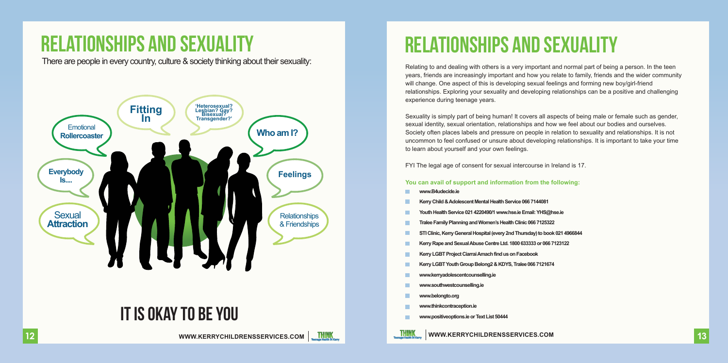# RELATIONSHIPS AND SEXUALITY

There are people in every country, culture & society thinking about their sexuality:

- Emotional Rollercoaster
- Fitting In
- 'Heterosexual? Lesbian? Gay? Bisexual? Transgender?'
- Who am I?
- Everybody Is....
- Feelings
- Sexual Attraction
- Relationships & Friendships

## IT IS OKAY TO BE YOU

# RELATIONSHIPS AND SEXUALITY

Relating to and dealing with others is a very important and normal part of being a person. In the teen years, friends are increasingly important and how you relate to family, friends and the wider community will change. One aspect of this is developing sexual feelings and forming new boy/girl-friend relationships. Exploring your sexuality and developing relationships can be a positive and challenging experience during teenage years.

Sexuality is simply part of being human! It covers all aspects of being male or female such as gender, sexual identity, sexual orientation, relationships and how we feel about our bodies and ourselves. Society often places labels and pressure on people in relation to sexuality and relationships. It is not uncommon to feel confused or unsure about developing relationships. It is important to take your time to learn about yourself and your own feelings.

FYI The legal age of consent for sexual intercourse in Ireland is 17.

### You can avail of support and information from the following:

- **www.B4udecide.ie**
- **Kerry Child & Adolescent Mental Health Service 066 7144081**
- **Youth Health Service 021 4220490/1 www.hse.ie Email: YHS@hse.ie**
- **Tralee Family Planning and Women's Health Clinic 066 7125322**
- **STI Clinic, Kerry General Hospital (every 2nd Thursday) to book 021 4966844**
- **Kerry Rape and Sexual Abuse Centre Ltd. 1800 633333 or 066 7123122**
- **Kerry LGBT Project Ciarrai Amach find us on Facebook**
- **Kerry LGBT Youth Group Belong2 & KDYS, Tralee 066 7121674**
- **www.kerryadolescentcounselling.ie**
- **www.southwestcounselling.ie**
- **www.belongto.org**
- **www.thinkcontraception.ie**
- **www.positiveoptions.ie or Text List 50444**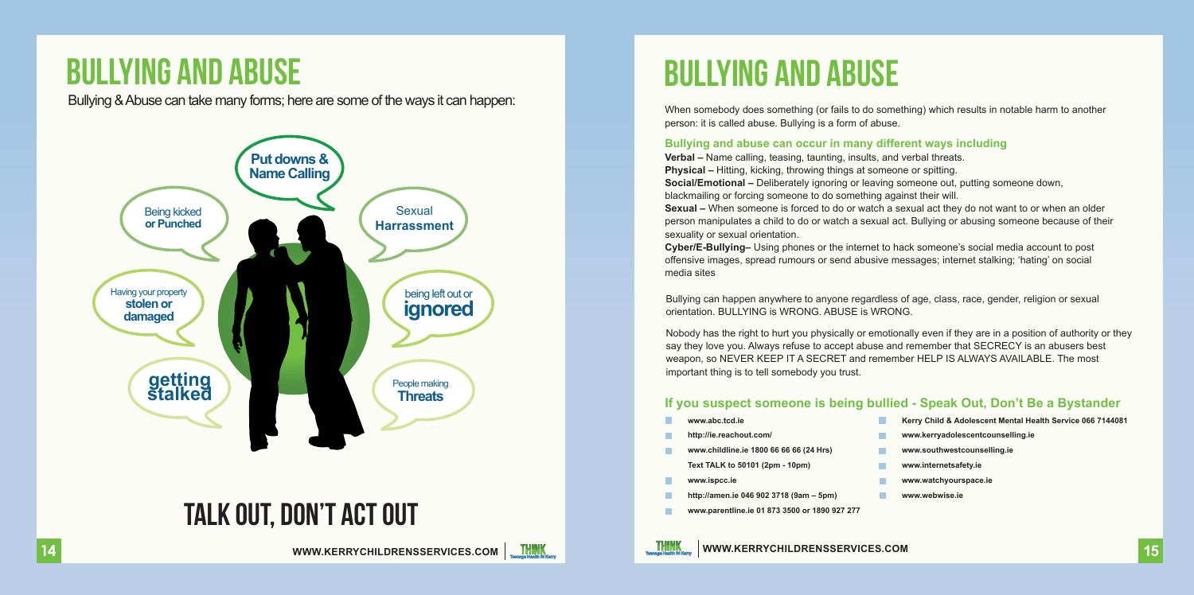# BULLYING AND ABUSE

Bullying & Abuse can take many forms; here are some of the ways it can happen:

- Put downs & Name Calling
- Being kicked or Punched
- Sexual Harrassment
- Having your property stolen or damaged
- being left out or ignored
- getting stalked
- People making Threats

## TALK OUT, DON'T ACT OUT

# BULLYING AND ABUSE

When somebody does something (or fails to do something) which results in notable harm to another person: it is called abuse. Bullying is a form of abuse.

### Bullying and abuse can occur in many different ways including

**Verbal –** Name calling, teasing, taunting, insults, and verbal threats.
**Physical –** Hitting, kicking, throwing things at someone or spitting.
**Social/Emotional –** Deliberately ignoring or leaving someone out, putting someone down, blackmailing or forcing someone to do something against their will.
**Sexual –** When someone is forced to do or watch a sexual act they do not want to or when an older person manipulates a child to do or watch a sexual act. Bullying or abusing someone because of their sexuality or sexual orientation.
**Cyber/E-Bullying–** Using phones or the internet to hack someone's social media account to post offensive images, spread rumours or send abusive messages; internet stalking; 'hating' on social media sites

Bullying can happen anywhere to anyone regardless of age, class, race, gender, religion or sexual orientation. BULLYING is WRONG. ABUSE is WRONG.

Nobody has the right to hurt you physically or emotionally even if they are in a position of authority or they say they love you. Always refuse to accept abuse and remember that SECRECY is an abusers best weapon, so NEVER KEEP IT A SECRET and remember HELP IS ALWAYS AVAILABLE. The most important thing is to tell somebody you trust.

### If you suspect someone is being bullied - Speak Out, Don't Be a Bystander

- **www.abc.tcd.ie**
- **http://ie.reachout.com/**
- **www.childline.ie 1800 66 66 66 (24 Hrs)**
  **Text TALK to 50101 (2pm - 10pm)**
- **www.ispcc.ie**
- **http://amen.ie 046 902 3718 (9am – 5pm)**
- **www.parentline.ie 01 873 3500 or 1890 927 277**
- **Kerry Child & Adolescent Mental Health Service 066 7144081**
- **www.kerryadolescentcounselling.ie**
- **www.southwestcounselling.ie**
- **www.internetsafety.ie**
- **www.watchyourspace.ie**
- **www.webwise.ie**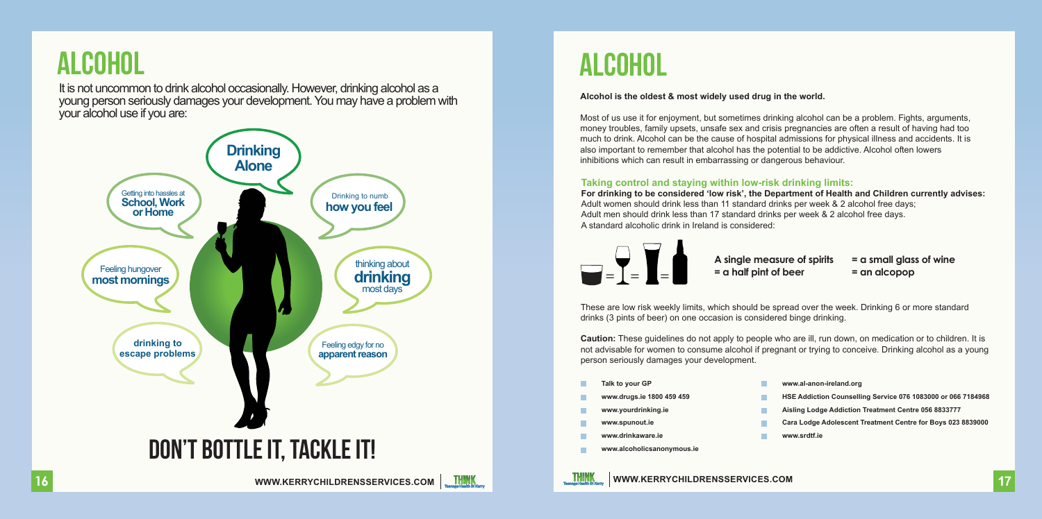# ALCOHOL

It is not uncommon to drink alcohol occasionally. However, drinking alcohol as a young person seriously damages your development. You may have a problem with your alcohol use if you are:

- **Drinking Alone**
- Getting into hassles at **School, Work or Home**
- Drinking to numb **how you feel**
- Feeling hungover **most mornings**
- thinking about **drinking** most days
- **drinking to escape problems**
- Feeling edgy for no **apparent reason**

## DON'T BOTTLE IT, TACKLE IT!

# ALCOHOL

**Alcohol is the oldest & most widely used drug in the world.**

Most of us use it for enjoyment, but sometimes drinking alcohol can be a problem. Fights, arguments, money troubles, family upsets, unsafe sex and crisis pregnancies are often a result of having had too much to drink. Alcohol can be the cause of hospital admissions for physical illness and accidents. It is also important to remember that alcohol has the potential to be addictive. Alcohol often lowers inhibitions which can result in embarrassing or dangerous behaviour.

### Taking control and staying within low-risk drinking limits:

**For drinking to be considered 'low risk', the Department of Health and Children currently advises:**
Adult women should drink less than 11 standard drinks per week & 2 alcohol free days;
Adult men should drink less than 17 standard drinks per week & 2 alcohol free days.
A standard alcoholic drink in Ireland is considered:

**A single measure of spirits = a small glass of wine = a half pint of beer = an alcopop**

These are low risk weekly limits, which should be spread over the week. Drinking 6 or more standard drinks (3 pints of beer) on one occasion is considered binge drinking.

**Caution:** These guidelines do not apply to people who are ill, run down, on medication or to children. It is not advisable for women to consume alcohol if pregnant or trying to conceive. Drinking alcohol as a young person seriously damages your development.

- **Talk to your GP**
- **www.drugs.ie 1800 459 459**
- **www.yourdrinking.ie**
- **www.spunout.ie**
- **www.drinkaware.ie**
- **www.alcoholicsanonymous.ie**
- **www.al-anon-ireland.org**
- **HSE Addiction Counselling Service 076 1083000 or 066 7184968**
- **Aisling Lodge Addiction Treatment Centre 056 8833777**
- **Cara Lodge Adolescent Treatment Centre for Boys 023 8839000**
- **www.srdtf.ie**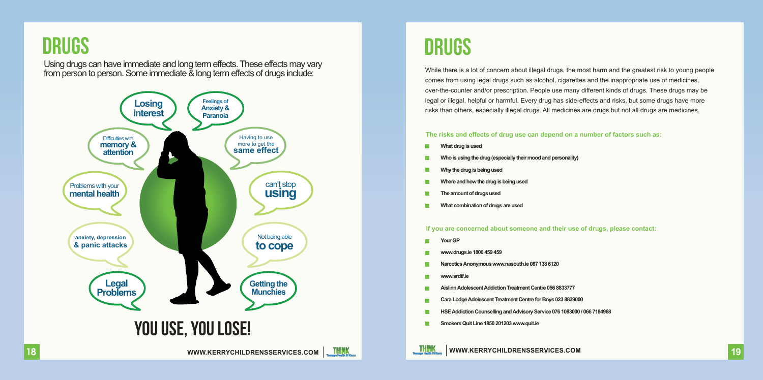# DRUGS

Using drugs can have immediate and long term effects. These effects may vary from person to person. Some immediate & long term effects of drugs include:

- Losing interest
- Feelings of Anxiety & Paranoia
- Difficulties with memory & attention
- Having to use more to get the same effect
- Problems with your mental health
- can't stop using
- anxiety, depression & panic attacks
- Not being able to cope
- Legal Problems
- Getting the Munchies

## YOU USE, YOU LOSE!

# DRUGS

While there is a lot of concern about illegal drugs, the most harm and the greatest risk to young people comes from using legal drugs such as alcohol, cigarettes and the inappropriate use of medicines, over-the-counter and/or prescription. People use many different kinds of drugs. These drugs may be legal or illegal, helpful or harmful. Every drug has side-effects and risks, but some drugs have more risks than others, especially illegal drugs. All medicines are drugs but not all drugs are medicines.

**The risks and effects of drug use can depend on a number of factors such as:**

- **What drug is used**
- **Who is using the drug (especially their mood and personality)**
- **Why the drug is being used**
- **Where and how the drug is being used**
- **The amount of drugs used**
- **What combination of drugs are used**

**If you are concerned about someone and their use of drugs, please contact:**

- **Your GP**
- **www.drugs.ie 1800 459 459**
- **Narcotics Anonymous www.nasouth.ie 087 138 6120**
- **www.srdtf.ie**
- **Aislinn Adolescent Addiction Treatment Centre 056 8833777**
- **Cara Lodge Adolescent Treatment Centre for Boys 023 8839000**
- **HSE Addiction Counselling and Advisory Service 076 1083000 / 066 7184968**
- **Smokers Quit Line 1850 201203 www.quit.ie**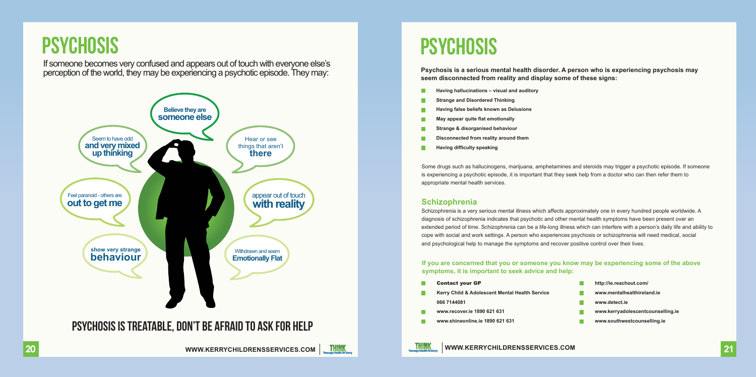# PSYCHOSIS

If someone becomes very confused and appears out of touch with everyone else's perception of the world, they may be experiencing a psychotic episode. They may:

- Believe they are **someone else**
- Hear or see things that aren't **there**
- appear out of touch **with reality**
- Withdrawn and seem **Emotionally Flat**
- show very strange **behaviour**
- Feel paranoid - others are **out to get me**
- Seem to have odd **and very mixed up thinking**

## PSYCHOSIS IS TREATABLE, DON'T BE AFRAID TO ASK FOR HELP

# PSYCHOSIS

**Psychosis is a serious mental health disorder. A person who is experiencing psychosis may seem disconnected from reality and display some of these signs:**

- **Having hallucinations – visual and auditory**
- **Strange and Disordered Thinking**
- **Having false beliefs known as Delusions**
- **May appear quite flat emotionally**
- **Strange & disorganised behaviour**
- **Disconnected from reality around them**
- **Having difficulty speaking**

Some drugs such as hallucinogens, marijuana, amphetamines and steroids may trigger a psychotic episode. If someone is experiencing a psychotic episode, it is important that they seek help from a doctor who can then refer them to appropriate mental health services.

## Schizophrenia

Schizophrenia is a very serious mental illness which affects approximately one in every hundred people worldwide. A diagnosis of schizophrenia indicates that psychotic and other mental health symptoms have been present over an extended period of time. Schizophrenia can be a life-long illness which can interfere with a person's daily life and ability to cope with social and work settings. A person who experiences psychosis or schizophrenia will need medical, social and psychological help to manage the symptoms and recover positive control over their lives.

**If you are concerned that you or someone you know may be experiencing some of the above symptoms, it is important to seek advice and help:**

- **Contact your GP**
- **Kerry Child & Adolescent Mental Health Service 066 7144081**
- **www.recover.ie 1890 621 631**
- **www.shineonline.ie 1890 621 631**
- **http://ie.reachout.com/**
- **www.mentalhealthireland.ie**
- **www.detect.ie**
- **www.kerryadolescentcounselling.ie**
- **www.southwestcounselling.ie**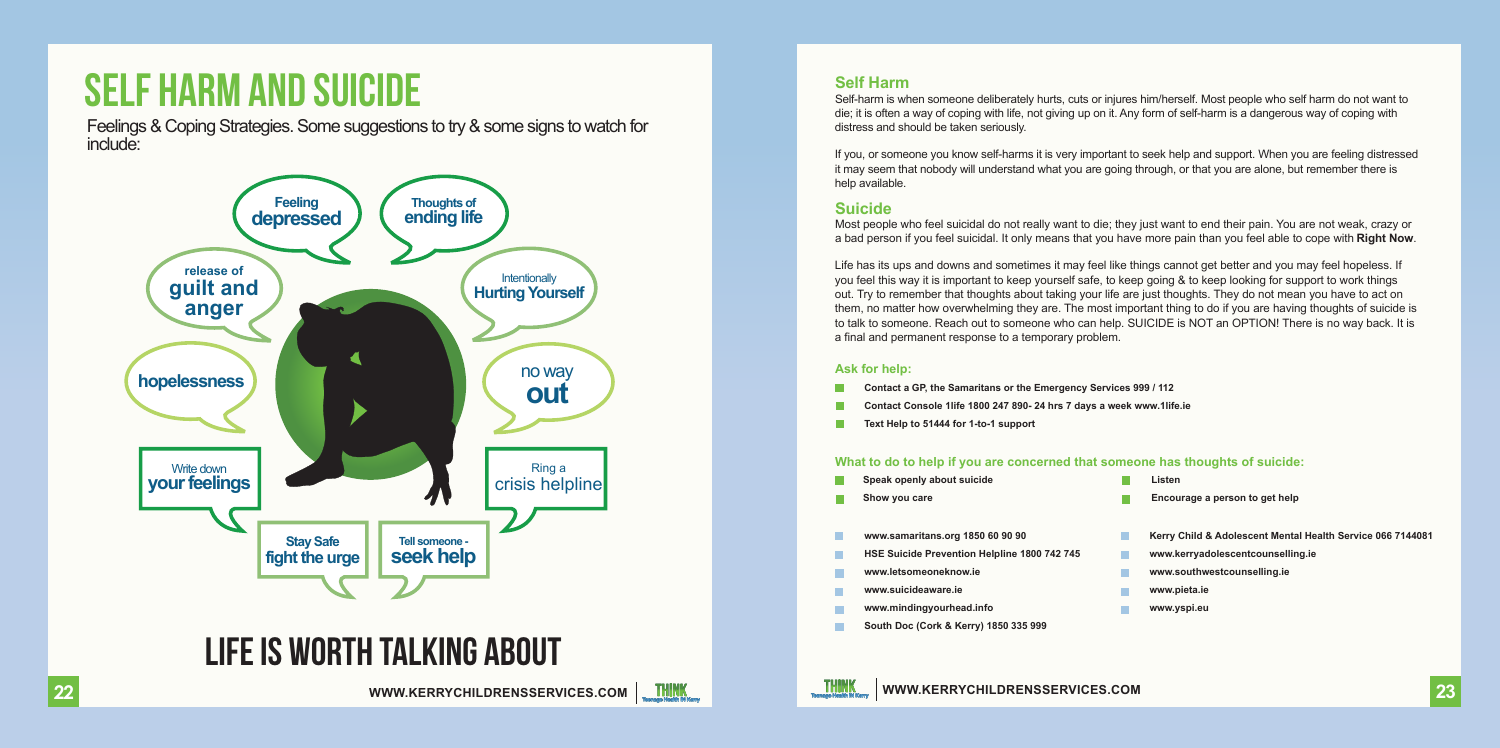# SELF HARM AND SUICIDE

Feelings & Coping Strategies. Some suggestions to try & some signs to watch for include:

- Feeling depressed
- Thoughts of ending life
- release of guilt and anger
- Intentionally Hurting Yourself
- hopelessness
- no way out
- Write down your feelings
- Ring a crisis helpline
- Stay Safe fight the urge
- Tell someone - seek help

# LIFE IS WORTH TALKING ABOUT

## Self Harm

Self-harm is when someone deliberately hurts, cuts or injures him/herself. Most people who self harm do not want to die; it is often a way of coping with life, not giving up on it. Any form of self-harm is a dangerous way of coping with distress and should be taken seriously.

If you, or someone you know self-harms it is very important to seek help and support. When you are feeling distressed it may seem that nobody will understand what you are going through, or that you are alone, but remember there is help available.

## Suicide

Most people who feel suicidal do not really want to die; they just want to end their pain. You are not weak, crazy or a bad person if you feel suicidal. It only means that you have more pain than you feel able to cope with **Right Now**.

Life has its ups and downs and sometimes it may feel like things cannot get better and you may feel hopeless. If you feel this way it is important to keep yourself safe, to keep going & to keep looking for support to work things out. Try to remember that thoughts about taking your life are just thoughts. They do not mean you have to act on them, no matter how overwhelming they are. The most important thing to do if you are having thoughts of suicide is to talk to someone. Reach out to someone who can help. SUICIDE is NOT an OPTION! There is no way back. It is a final and permanent response to a temporary problem.

### Ask for help:

- **Contact a GP, the Samaritans or the Emergency Services 999 / 112**
- **Contact Console 1life 1800 247 890- 24 hrs 7 days a week www.1life.ie**
- **Text Help to 51444 for 1-to-1 support**

### What to do to help if you are concerned that someone has thoughts of suicide:

- **Speak openly about suicide**
- **Show you care**
- **Listen**
- **Encourage a person to get help**

- **www.samaritans.org 1850 60 90 90**
- **HSE Suicide Prevention Helpline 1800 742 745**
- **www.letsomeoneknow.ie**
- **www.suicideaware.ie**
- **www.mindingyourhead.info**
- **South Doc (Cork & Kerry) 1850 335 999**
- **Kerry Child & Adolescent Mental Health Service 066 7144081**
- **www.kerryadolescentcounselling.ie**
- **www.southwestcounselling.ie**
- **www.pieta.ie**
- **www.yspi.eu**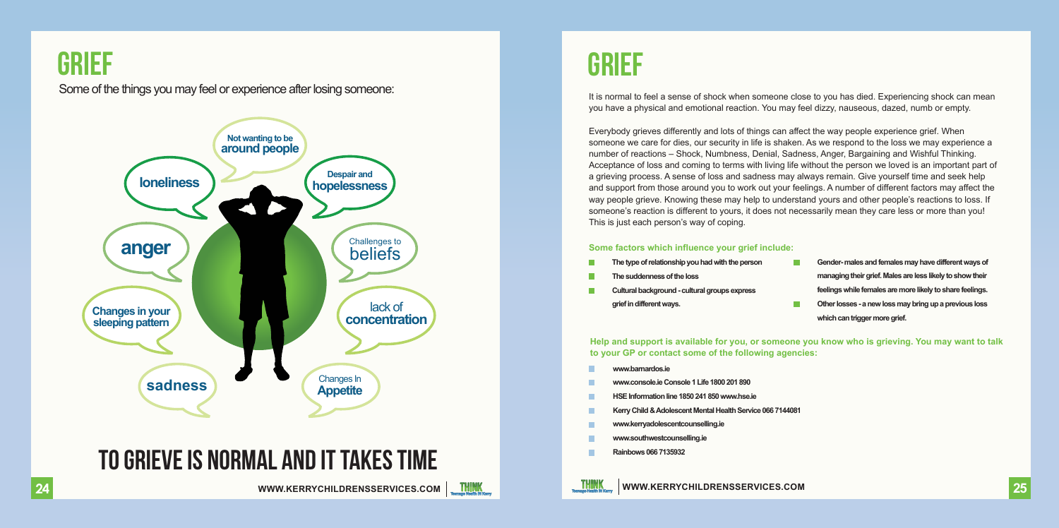# GRIEF

Some of the things you may feel or experience after losing someone:

- Not wanting to be around people
- Despair and hopelessness
- loneliness
- anger
- Challenges to beliefs
- Changes in your sleeping pattern
- lack of concentration
- sadness
- Changes In Appetite

## TO GRIEVE IS NORMAL AND IT TAKES TIME

# GRIEF

It is normal to feel a sense of shock when someone close to you has died. Experiencing shock can mean you have a physical and emotional reaction. You may feel dizzy, nauseous, dazed, numb or empty.

Everybody grieves differently and lots of things can affect the way people experience grief. When someone we care for dies, our security in life is shaken. As we respond to the loss we may experience a number of reactions – Shock, Numbness, Denial, Sadness, Anger, Bargaining and Wishful Thinking. Acceptance of loss and coming to terms with living life without the person we loved is an important part of a grieving process. A sense of loss and sadness may always remain. Give yourself time and seek help and support from those around you to work out your feelings. A number of different factors may affect the way people grieve. Knowing these may help to understand yours and other people's reactions to loss. If someone's reaction is different to yours, it does not necessarily mean they care less or more than you! This is just each person's way of coping.

**Some factors which influence your grief include:**

- **The type of relationship you had with the person**
- **The suddenness of the loss**
- **Cultural background - cultural groups express grief in different ways.**
- **Gender- males and females may have different ways of managing their grief. Males are less likely to show their feelings while females are more likely to share feelings.**
- **Other losses - a new loss may bring up a previous loss which can trigger more grief.**

**Help and support is available for you, or someone you know who is grieving. You may want to talk to your GP or contact some of the following agencies:**

- **www.barnardos.ie**
- **www.console.ie Console 1 Life 1800 201 890**
- **HSE Information line 1850 241 850 www.hse.ie**
- **Kerry Child & Adolescent Mental Health Service 066 7144081**
- **www.kerryadolescentcounselling.ie**
- **www.southwestcounselling.ie**
- **Rainbows 066 7135932**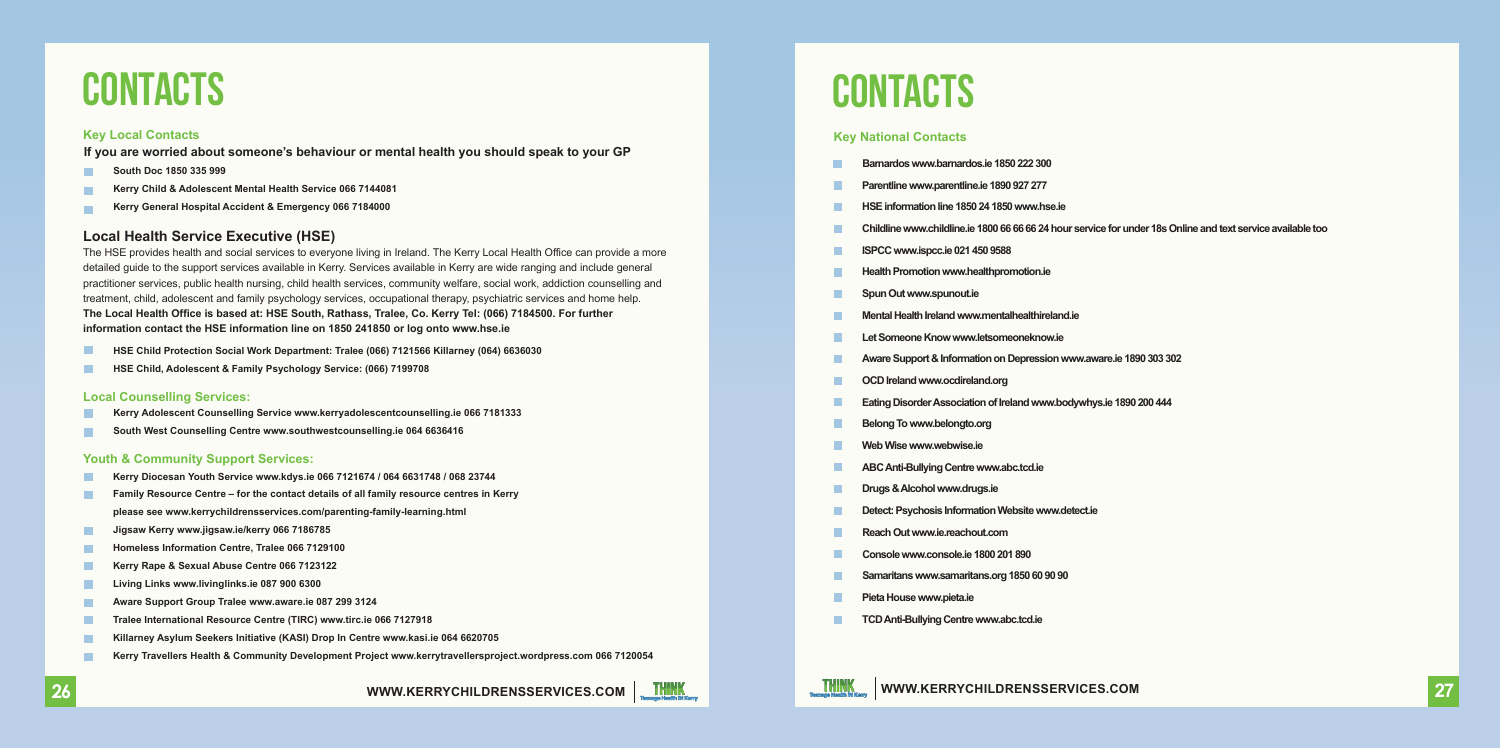# CONTACTS

### Key Local Contacts

**If you are worried about someone's behaviour or mental health you should speak to your GP**

- **South Doc 1850 335 999**
- **Kerry Child & Adolescent Mental Health Service 066 7144081**
- **Kerry General Hospital Accident & Emergency 066 7184000**

### Local Health Service Executive (HSE)

The HSE provides health and social services to everyone living in Ireland. The Kerry Local Health Office can provide a more detailed guide to the support services available in Kerry. Services available in Kerry are wide ranging and include general practitioner services, public health nursing, child health services, community welfare, social work, addiction counselling and treatment, child, adolescent and family psychology services, occupational therapy, psychiatric services and home help. **The Local Health Office is based at: HSE South, Rathass, Tralee, Co. Kerry Tel: (066) 7184500. For further information contact the HSE information line on 1850 241850 or log onto www.hse.ie**

- **HSE Child Protection Social Work Department: Tralee (066) 7121566 Killarney (064) 6636030**
- **HSE Child, Adolescent & Family Psychology Service: (066) 7199708**

### Local Counselling Services:

- **Kerry Adolescent Counselling Service www.kerryadolescentcounselling.ie 066 7181333**
- **South West Counselling Centre www.southwestcounselling.ie 064 6636416**

### Youth & Community Support Services:

- **Kerry Diocesan Youth Service www.kdys.ie 066 7121674 / 064 6631748 / 068 23744**
- **Family Resource Centre – for the contact details of all family resource centres in Kerry please see www.kerrychildrensservices.com/parenting-family-learning.html**
- **Jigsaw Kerry www.jigsaw.ie/kerry 066 7186785**
- **Homeless Information Centre, Tralee 066 7129100**
- **Kerry Rape & Sexual Abuse Centre 066 7123122**
- **Living Links www.livinglinks.ie 087 900 6300**
- **Aware Support Group Tralee www.aware.ie 087 299 3124**
- **Tralee International Resource Centre (TIRC) www.tirc.ie 066 7127918**
- **Killarney Asylum Seekers Initiative (KASI) Drop In Centre www.kasi.ie 064 6620705**
- **Kerry Travellers Health & Community Development Project www.kerrytravellersproject.wordpress.com 066 7120054**

# CONTACTS

### Key National Contacts

- **Barnardos www.barnardos.ie 1850 222 300**
- **Parentline www.parentline.ie 1890 927 277**
- **HSE information line 1850 24 1850 www.hse.ie**
- **Childline www.childline.ie 1800 66 66 66 24 hour service for under 18s Online and text service available too**
- **ISPCC www.ispcc.ie 021 450 9588**
- **Health Promotion www.healthpromotion.ie**
- **Spun Out www.spunout.ie**
- **Mental Health Ireland www.mentalhealthireland.ie**
- **Let Someone Know www.letsomeoneknow.ie**
- **Aware Support & Information on Depression www.aware.ie 1890 303 302**
- **OCD Ireland www.ocdireland.org**
- **Eating Disorder Association of Ireland www.bodywhys.ie 1890 200 444**
- **Belong To www.belongto.org**
- **Web Wise www.webwise.ie**
- **ABC Anti-Bullying Centre www.abc.tcd.ie**
- **Drugs & Alcohol www.drugs.ie**
- **Detect: Psychosis Information Website www.detect.ie**
- **Reach Out www.ie.reachout.com**
- **Console www.console.ie 1800 201 890**
- **Samaritans www.samaritans.org 1850 60 90 90**
- **Pieta House www.pieta.ie**
- **TCD Anti-Bullying Centre www.abc.tcd.ie**